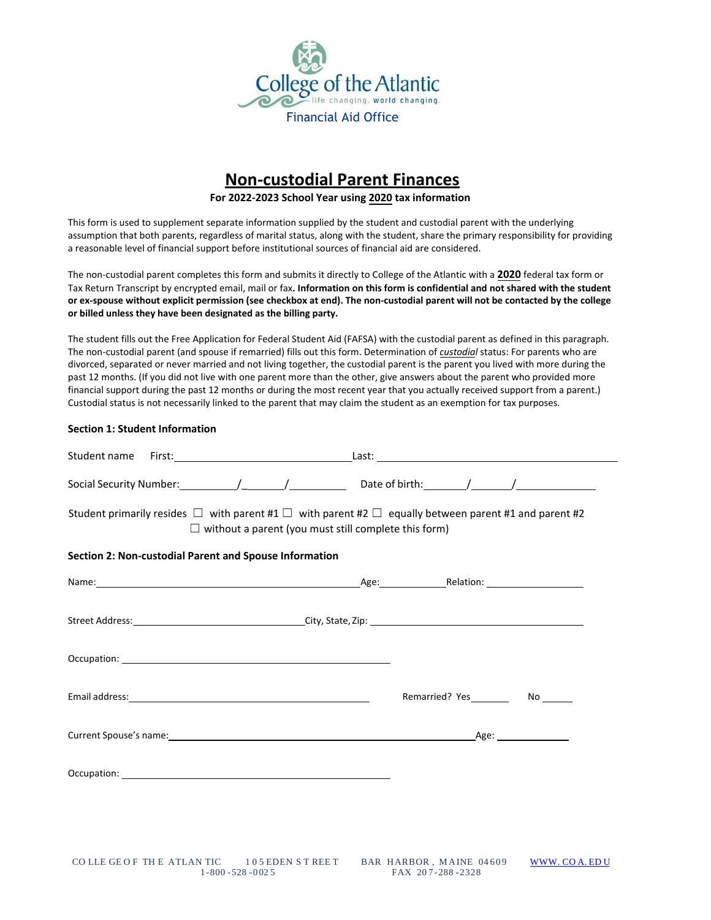College of the Atlantic

life changing. world changing.

Financial Aid Office

# Non-custodial Parent Finances

**For 2022-2023 School Year using 2020 tax information**

This form is used to supplement separate information supplied by the student and custodial parent with the underlying assumption that both parents, regardless of marital status, along with the student, share the primary responsibility for providing a reasonable level of financial support before institutional sources of financial aid are considered.

The non-custodial parent completes this form and submits it directly to College of the Atlantic with a **2020** federal tax form or Tax Return Transcript by encrypted email, mail or fax**. Information on this form is confidential and not shared with the student or ex-spouse without explicit permission (see checkbox at end). The non-custodial parent will not be contacted by the college or billed unless they have been designated as the billing party.**

The student fills out the Free Application for Federal Student Aid (FAFSA) with the custodial parent as defined in this paragraph. The non-custodial parent (and spouse if remarried) fills out this form. Determination of *custodial* status: For parents who are divorced, separated or never married and not living together, the custodial parent is the parent you lived with more during the past 12 months. (If you did not live with one parent more than the other, give answers about the parent who provided more financial support during the past 12 months or during the most recent year that you actually received support from a parent.) Custodial status is not necessarily linked to the parent that may claim the student as an exemption for tax purposes.

### Section 1: Student Information

Student name First: ______________________ Last: ______________________

Social Security Number: ________/________/________ Date of birth: ______/______/__________

Student primarily resides ☐ with parent #1 ☐ with parent #2 ☐ equally between parent #1 and parent #2
☐ without a parent (you must still complete this form)

### Section 2: Non-custodial Parent and Spouse Information

Name: ______________________ Age: __________ Relation: ______________

Street Address: ______________________ City, State, Zip: ______________________

Occupation: ______________________

Email address: ______________________ Remarried? Yes ______ No ______

Current Spouse's name: ______________________ Age: __________

Occupation: ______________________

COLLEGE OF THE ATLANTIC 105 EDEN STREET BAR HARBOR, MAINE 04609 WWW.COA.EDU
1-800-528-0025 FAX 207-288-2328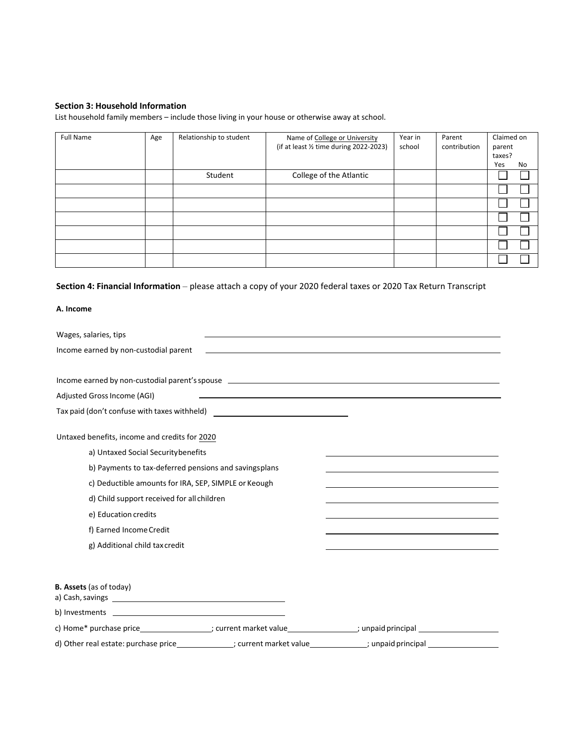**Section 3: Household Information**

List household family members – include those living in your house or otherwise away at school.

| Full Name | Age | Relationship to student | Name of College or University (if at least ½ time during 2022-2023) | Year in school | Parent contribution | Claimed on parent taxes? Yes | No |
|---|---|---|---|---|---|---|---|
| | | Student | College of the Atlantic | | | ☐ | ☐ |
| | | | | | | ☐ | ☐ |
| | | | | | | ☐ | ☐ |
| | | | | | | ☐ | ☐ |
| | | | | | | ☐ | ☐ |
| | | | | | | ☐ | ☐ |
| | | | | | | ☐ | ☐ |

**Section 4: Financial Information** – please attach a copy of your 2020 federal taxes or 2020 Tax Return Transcript

**A. Income**

Wages, salaries, tips ____________________

Income earned by non-custodial parent ____________________

Income earned by non-custodial parent's spouse ____________________

Adjusted Gross Income (AGI) ____________________

Tax paid (don't confuse with taxes withheld) ____________________

Untaxed benefits, income and credits for 2020

a) Untaxed Social Security benefits ____________________

b) Payments to tax-deferred pensions and savings plans ____________________

c) Deductible amounts for IRA, SEP, SIMPLE or Keough ____________________

d) Child support received for all children ____________________

e) Education credits ____________________

f) Earned Income Credit ____________________

g) Additional child tax credit ____________________

**B. Assets** (as of today)

a) Cash, savings ____________________

b) Investments ____________________

c) Home* purchase price __________; current market value __________; unpaid principal __________

d) Other real estate: purchase price __________; current market value __________; unpaid principal __________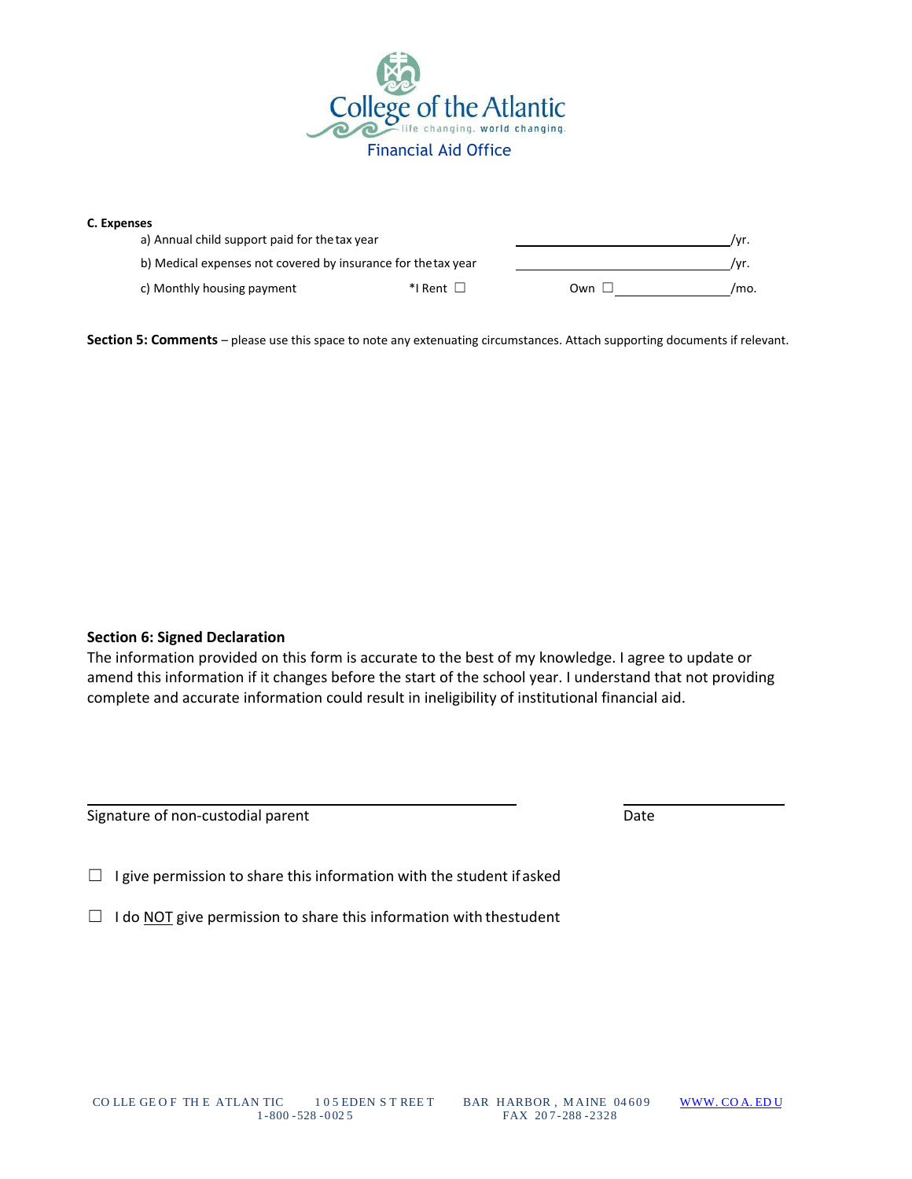College of the Atlantic

life changing. world changing.

Financial Aid Office

**C. Expenses**

a) Annual child support paid for the tax year ____________________/yr.

b) Medical expenses not covered by insurance for the tax year ____________________/yr.

c) Monthly housing payment *I Rent ☐ Own ☐ ____________________/mo.

**Section 5: Comments** – please use this space to note any extenuating circumstances. Attach supporting documents if relevant.

**Section 6: Signed Declaration**

The information provided on this form is accurate to the best of my knowledge. I agree to update or amend this information if it changes before the start of the school year. I understand that not providing complete and accurate information could result in ineligibility of institutional financial aid.

____________________________________ ____________________

Signature of non-custodial parent Date

☐ I give permission to share this information with the student if asked

☐ I do NOT give permission to share this information with the student

COLLEGE OF THE ATLANTIC 105 EDEN STREET BAR HARBOR, MAINE 04609 WWW.COA.EDU
1-800-528-0025 FAX 207-288-2328